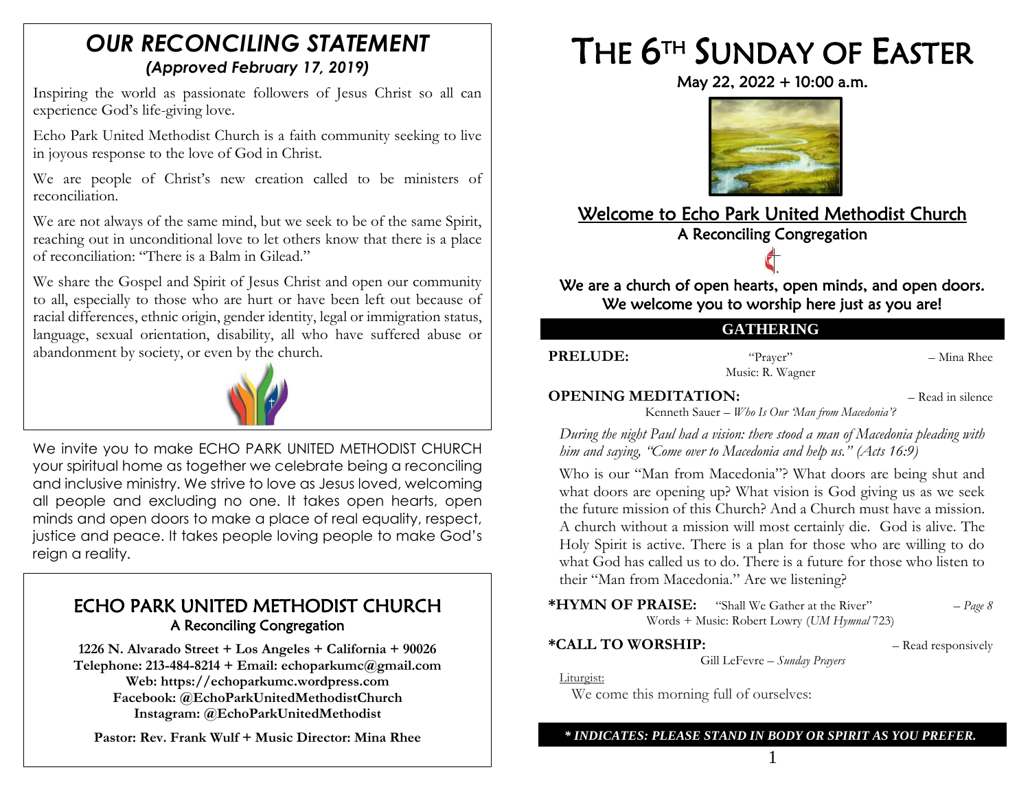# OUR RECONCILING STATEMENT

*(Approved February 17, 2019)*

Inspiring the world as passionate followers of Jesus Christ so all can experience God's life-giving love.

Echo Park United Methodist Church is a faith community seeking to live in joyous response to the love of God in Christ.

We are people of Christ's new creation called to be ministers of reconciliation.

We are not always of the same mind, but we seek to be of the same Spirit, reaching out in unconditional love to let others know that there is a place of reconciliation: "There is a Balm in Gilead."

We share the Gospel and Spirit of Jesus Christ and open our community to all, especially to those who are hurt or have been left out because of racial differences, ethnic origin, gender identity, legal or immigration status, language, sexual orientation, disability, all who have suffered abuse or abandonment by society, or even by the church.

We invite you to make ECHO PARK UNITED METHODIST CHURCH your spiritual home as together we celebrate being a reconciling and inclusive ministry. We strive to love as Jesus loved, welcoming all people and excluding no one. It takes open hearts, open minds and open doors to make a place of real equality, respect, justice and peace. It takes people loving people to make God's reign a reality.

## ECHO PARK UNITED METHODIST CHURCH

A Reconciling Congregation

**1226 N. Alvarado Street + Los Angeles + California + 90026**
**Telephone: 213-484-8214 + Email: echoparkumc@gmail.com**
**Web: https://echoparkumc.wordpress.com**
**Facebook: @EchoParkUnitedMethodistChurch**
**Instagram: @EchoParkUnitedMethodist**

**Pastor: Rev. Frank Wulf + Music Director: Mina Rhee**

# THE 6TH SUNDAY OF EASTER

May 22, 2022 + 10:00 a.m.

## Welcome to Echo Park United Methodist Church

A Reconciling Congregation

We are a church of open hearts, open minds, and open doors.
We welcome you to worship here just as you are!

## GATHERING

**PRELUDE:** "Prayer" – Mina Rhee
Music: R. Wagner

**OPENING MEDITATION:** – Read in silence
Kenneth Sauer – *Who Is Our 'Man from Macedonia'?*

*During the night Paul had a vision: there stood a man of Macedonia pleading with him and saying, "Come over to Macedonia and help us." (Acts 16:9)*

Who is our "Man from Macedonia"? What doors are being shut and what doors are opening up? What vision is God giving us as we seek the future mission of this Church? And a Church must have a mission. A church without a mission will most certainly die. God is alive. The Holy Spirit is active. There is a plan for those who are willing to do what God has called us to do. There is a future for those who listen to their "Man from Macedonia." Are we listening?

**\*HYMN OF PRAISE:** "Shall We Gather at the River" – *Page 8*
Words + Music: Robert Lowry (*UM Hymnal* 723)

**\*CALL TO WORSHIP:** – Read responsively
Gill LeFevre – *Sunday Prayers*

Liturgist:
We come this morning full of ourselves:

***\* INDICATES: PLEASE STAND IN BODY OR SPIRIT AS YOU PREFER.***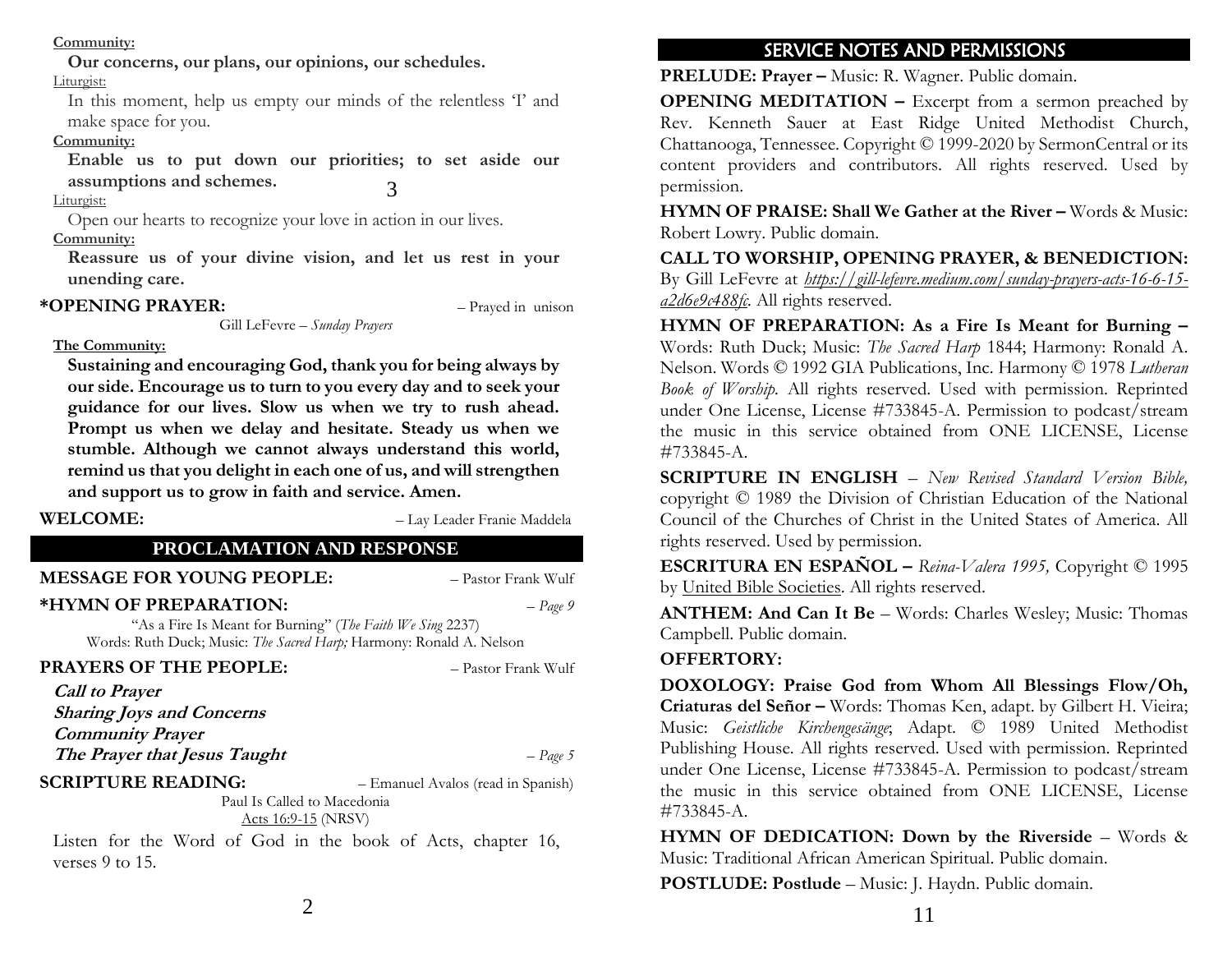**Community:**

**Our concerns, our plans, our opinions, our schedules.**

Liturgist:

In this moment, help us empty our minds of the relentless 'I' and make space for you.

**Community:**

**Enable us to put down our priorities; to set aside our assumptions and schemes.**

Liturgist:

Open our hearts to recognize your love in action in our lives.

**Community:**

**Reassure us of your divine vision, and let us rest in your unending care.**

**\*OPENING PRAYER:** – Prayed in unison

Gill LeFevre – *Sunday Prayers*

**The Community:**

**Sustaining and encouraging God, thank you for being always by our side. Encourage us to turn to you every day and to seek your guidance for our lives. Slow us when we try to rush ahead. Prompt us when we delay and hesitate. Steady us when we stumble. Although we cannot always understand this world, remind us that you delight in each one of us, and will strengthen and support us to grow in faith and service. Amen.**

**WELCOME:** – Lay Leader Franie Maddela

## PROCLAMATION AND RESPONSE

**MESSAGE FOR YOUNG PEOPLE:** – Pastor Frank Wulf

**\*HYMN OF PREPARATION:** – *Page 9*

"As a Fire Is Meant for Burning" (*The Faith We Sing* 2237)
Words: Ruth Duck; Music: *The Sacred Harp;* Harmony: Ronald A. Nelson

**PRAYERS OF THE PEOPLE:** – Pastor Frank Wulf

***Call to Prayer***
***Sharing Joys and Concerns***
***Community Prayer***
***The Prayer that Jesus Taught*** – *Page 5*

**SCRIPTURE READING:** – Emanuel Avalos (read in Spanish)

Paul Is Called to Macedonia
Acts 16:9-15 (NRSV)

Listen for the Word of God in the book of Acts, chapter 16, verses 9 to 15.

## SERVICE NOTES AND PERMISSIONS

**PRELUDE: Prayer –** Music: R. Wagner. Public domain.

**OPENING MEDITATION –** Excerpt from a sermon preached by Rev. Kenneth Sauer at East Ridge United Methodist Church, Chattanooga, Tennessee. Copyright © 1999-2020 by SermonCentral or its content providers and contributors. All rights reserved. Used by permission.

**HYMN OF PRAISE: Shall We Gather at the River –** Words & Music: Robert Lowry. Public domain.

**CALL TO WORSHIP, OPENING PRAYER, & BENEDICTION:** By Gill LeFevre at *https://gill-lefevre.medium.com/sunday-prayers-acts-16-6-15-a2d6e9c488fc*. All rights reserved.

**HYMN OF PREPARATION: As a Fire Is Meant for Burning –** Words: Ruth Duck; Music: *The Sacred Harp* 1844; Harmony: Ronald A. Nelson. Words © 1992 GIA Publications, Inc. Harmony © 1978 *Lutheran Book of Worship*. All rights reserved. Used with permission. Reprinted under One License, License #733845-A. Permission to podcast/stream the music in this service obtained from ONE LICENSE, License #733845-A.

**SCRIPTURE IN ENGLISH** – *New Revised Standard Version Bible,* copyright © 1989 the Division of Christian Education of the National Council of the Churches of Christ in the United States of America. All rights reserved. Used by permission.

**ESCRITURA EN ESPAÑOL –** *Reina-Valera 1995,* Copyright © 1995 by United Bible Societies. All rights reserved.

**ANTHEM: And Can It Be** – Words: Charles Wesley; Music: Thomas Campbell. Public domain.

**OFFERTORY:**

**DOXOLOGY: Praise God from Whom All Blessings Flow/Oh, Criaturas del Señor –** Words: Thomas Ken, adapt. by Gilbert H. Vieira; Music: *Geistliche Kirchengesänge*; Adapt. © 1989 United Methodist Publishing House. All rights reserved. Used with permission. Reprinted under One License, License #733845-A. Permission to podcast/stream the music in this service obtained from ONE LICENSE, License #733845-A.

**HYMN OF DEDICATION: Down by the Riverside** – Words & Music: Traditional African American Spiritual. Public domain.

**POSTLUDE: Postlude** – Music: J. Haydn. Public domain.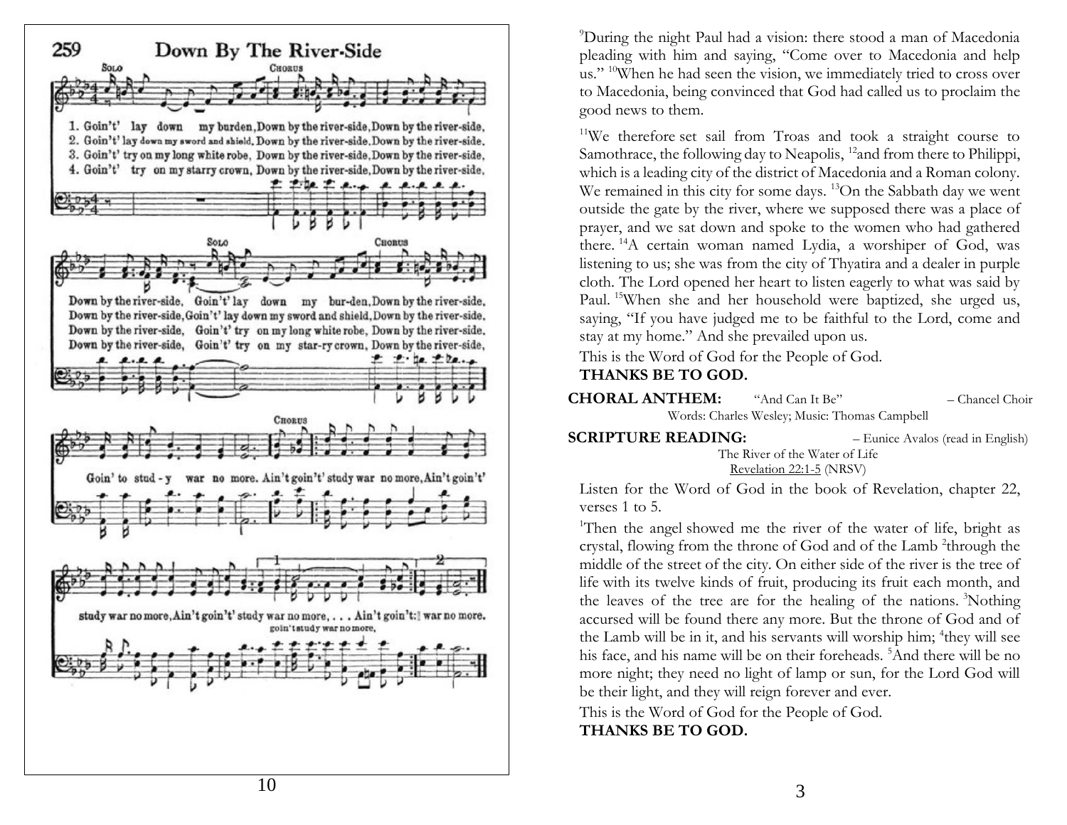## 259 Down By The River-Side

SOLO / CHORUS

1. Goin't' lay down my burden, Down by the river-side, Down by the river-side,
2. Goin't' lay down my sword and shield, Down by the river-side, Down by the river-side.
3. Goin't' try on my long white robe, Down by the river-side, Down by the river-side,
4. Goin't' try on my starry crown, Down by the river-side, Down by the river-side.

SOLO / CHORUS

Down by the river-side, Goin't' lay down my bur-den, Down by the river-side,
Down by the river-side, Goin't' lay down my sword and shield, Down by the river-side,
Down by the river-side, Goin't' try on my long white robe, Down by the river-side.
Down by the river-side, Goin't' try on my star-ry crown, Down by the river-side,

CHORUS

Goin' to stud-y war no more. Ain't goin't' study war no more, Ain't goin't' study war no more, Ain't goin't' study war no more, . . . Ain't goin't: war no more.
goin't study war no more,

[9]During the night Paul had a vision: there stood a man of Macedonia pleading with him and saying, "Come over to Macedonia and help us." [10]When he had seen the vision, we immediately tried to cross over to Macedonia, being convinced that God had called us to proclaim the good news to them.

[11]We therefore set sail from Troas and took a straight course to Samothrace, the following day to Neapolis, [12]and from there to Philippi, which is a leading city of the district of Macedonia and a Roman colony. We remained in this city for some days. [13]On the Sabbath day we went outside the gate by the river, where we supposed there was a place of prayer, and we sat down and spoke to the women who had gathered there. [14]A certain woman named Lydia, a worshiper of God, was listening to us; she was from the city of Thyatira and a dealer in purple cloth. The Lord opened her heart to listen eagerly to what was said by Paul. [15]When she and her household were baptized, she urged us, saying, "If you have judged me to be faithful to the Lord, come and stay at my home." And she prevailed upon us.

This is the Word of God for the People of God.
**THANKS BE TO GOD.**

**CHORAL ANTHEM:** "And Can It Be" – Chancel Choir
Words: Charles Wesley; Music: Thomas Campbell

**SCRIPTURE READING:** – Eunice Avalos (read in English)
The River of the Water of Life
Revelation 22:1-5 (NRSV)

Listen for the Word of God in the book of Revelation, chapter 22, verses 1 to 5.

[1]Then the angel showed me the river of the water of life, bright as crystal, flowing from the throne of God and of the Lamb [2]through the middle of the street of the city. On either side of the river is the tree of life with its twelve kinds of fruit, producing its fruit each month, and the leaves of the tree are for the healing of the nations. [3]Nothing accursed will be found there any more. But the throne of God and of the Lamb will be in it, and his servants will worship him; [4]they will see his face, and his name will be on their foreheads. [5]And there will be no more night; they need no light of lamp or sun, for the Lord God will be their light, and they will reign forever and ever.

This is the Word of God for the People of God.
**THANKS BE TO GOD.**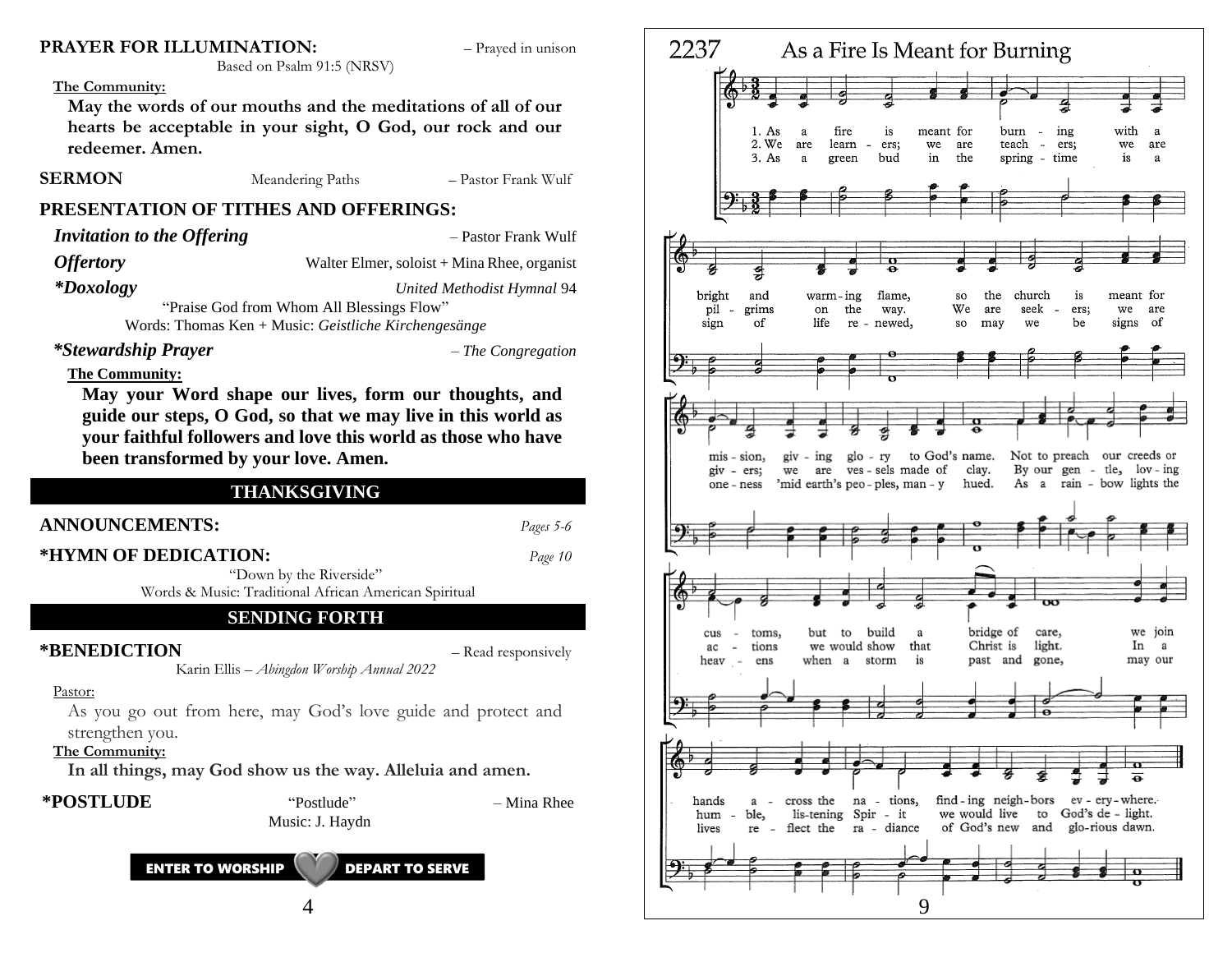**PRAYER FOR ILLUMINATION:** – Prayed in unison
Based on Psalm 91:5 (NRSV)

**The Community:**

**May the words of our mouths and the meditations of all of our hearts be acceptable in your sight, O God, our rock and our redeemer. Amen.**

**SERMON** Meandering Paths – Pastor Frank Wulf

**PRESENTATION OF TITHES AND OFFERINGS:**

***Invitation to the Offering*** – Pastor Frank Wulf

***Offertory*** Walter Elmer, soloist + Mina Rhee, organist

***\*Doxology*** *United Methodist Hymnal* 94
"Praise God from Whom All Blessings Flow"
Words: Thomas Ken + Music: *Geistliche Kirchengesänge*

***\*Stewardship Prayer*** – *The Congregation*

**The Community:**

**May your Word shape our lives, form our thoughts, and guide our steps, O God, so that we may live in this world as your faithful followers and love this world as those who have been transformed by your love. Amen.**

## THANKSGIVING

**ANNOUNCEMENTS:** *Pages 5-6*

**\*HYMN OF DEDICATION:** *Page 10*
"Down by the Riverside"
Words & Music: Traditional African American Spiritual

## SENDING FORTH

**\*BENEDICTION** – Read responsively
Karin Ellis – *Abingdon Worship Annual 2022*

Pastor:

As you go out from here, may God's love guide and protect and strengthen you.

**The Community:**

**In all things, may God show us the way. Alleluia and amen.**

**\*POSTLUDE** "Postlude" – Mina Rhee
Music: J. Haydn

ENTER TO WORSHIP DEPART TO SERVE

---

## 2237 As a Fire Is Meant for Burning

1. As a fire is meant for burning with a bright and warming flame, so the church is meant for mission, giving glory to God's name. Not to preach our creeds or customs, but to build a bridge of care, we join hands across the nations, finding neighbors everywhere.

2. We are learners; we are pilgrims on the way. We are seekers; we are givers; we are vessels made of clay. By our gentle, loving actions we would show that Christ is light. In a humble, listening Spirit we would live to God's delight.

3. As a green bud in the springtime is a sign of life renewed, so may we be signs of oneness 'mid earth's peoples, many hued. As a rainbow lights the heavens when a storm is past and gone, may our lives reflect the radiance of God's new and glorious dawn.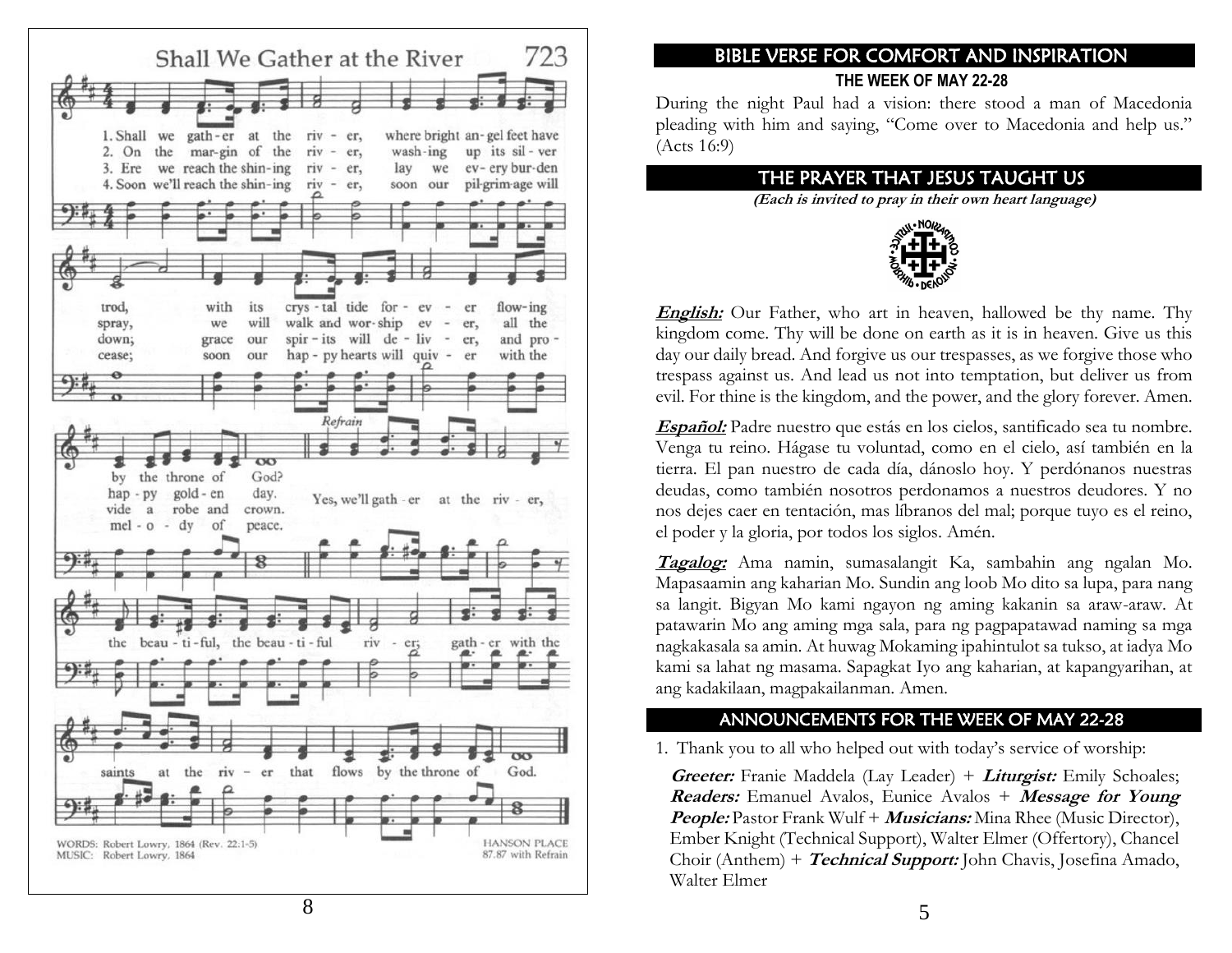## Shall We Gather at the River — 723

1. Shall we gather at the river, where bright angel feet have trod, with its crystal tide forever flowing by the throne of God?
2. On the margin of the river, washing up its silver spray, we will walk and worship ever, all the happy golden day.
3. Ere we reach the shining river, lay we every burden down; grace our spirits will deliver, and provide a robe and crown.
4. Soon we'll reach the shining river, soon our pilgrimage will cease; soon our happy hearts will quiver with the melody of peace.

*Refrain*
Yes, we'll gather at the river, the beautiful, the beautiful river; gather with the saints at the river that flows by the throne of God.

WORDS: Robert Lowry, 1864 (Rev. 22:1-5)
MUSIC: Robert Lowry, 1864

HANSON PLACE
87.87 with Refrain

## BIBLE VERSE FOR COMFORT AND INSPIRATION

**THE WEEK OF MAY 22-28**

During the night Paul had a vision: there stood a man of Macedonia pleading with him and saying, "Come over to Macedonia and help us." (Acts 16:9)

## THE PRAYER THAT JESUS TAUGHT US

***(Each is invited to pray in their own heart language)***

***English:*** Our Father, who art in heaven, hallowed be thy name. Thy kingdom come. Thy will be done on earth as it is in heaven. Give us this day our daily bread. And forgive us our trespasses, as we forgive those who trespass against us. And lead us not into temptation, but deliver us from evil. For thine is the kingdom, and the power, and the glory forever. Amen.

***Español:*** Padre nuestro que estás en los cielos, santificado sea tu nombre. Venga tu reino. Hágase tu voluntad, como en el cielo, así también en la tierra. El pan nuestro de cada día, dánoslo hoy. Y perdónanos nuestras deudas, como también nosotros perdonamos a nuestros deudores. Y no nos dejes caer en tentación, mas líbranos del mal; porque tuyo es el reino, el poder y la gloria, por todos los siglos. Amén.

***Tagalog:*** Ama namin, sumasalangit Ka, sambahin ang ngalan Mo. Mapasaamin ang kaharian Mo. Sundin ang loob Mo dito sa lupa, para nang sa langit. Bigyan Mo kami ngayon ng aming kakanin sa araw-araw. At patawarin Mo ang aming mga sala, para ng pagpapatawad naming sa mga nagkakasala sa amin. At huwag Mokaming ipahintulot sa tukso, at iadya Mo kami sa lahat ng masama. Sapagkat Iyo ang kaharian, at kapangyarihan, at ang kadakilaan, magpakailanman. Amen.

## ANNOUNCEMENTS FOR THE WEEK OF MAY 22-28

1. Thank you to all who helped out with today's service of worship:

***Greeter:*** Franie Maddela (Lay Leader) + ***Liturgist:*** Emily Schoales; ***Readers:*** Emanuel Avalos, Eunice Avalos + ***Message for Young People:*** Pastor Frank Wulf + ***Musicians:*** Mina Rhee (Music Director), Ember Knight (Technical Support), Walter Elmer (Offertory), Chancel Choir (Anthem) + ***Technical Support:*** John Chavis, Josefina Amado, Walter Elmer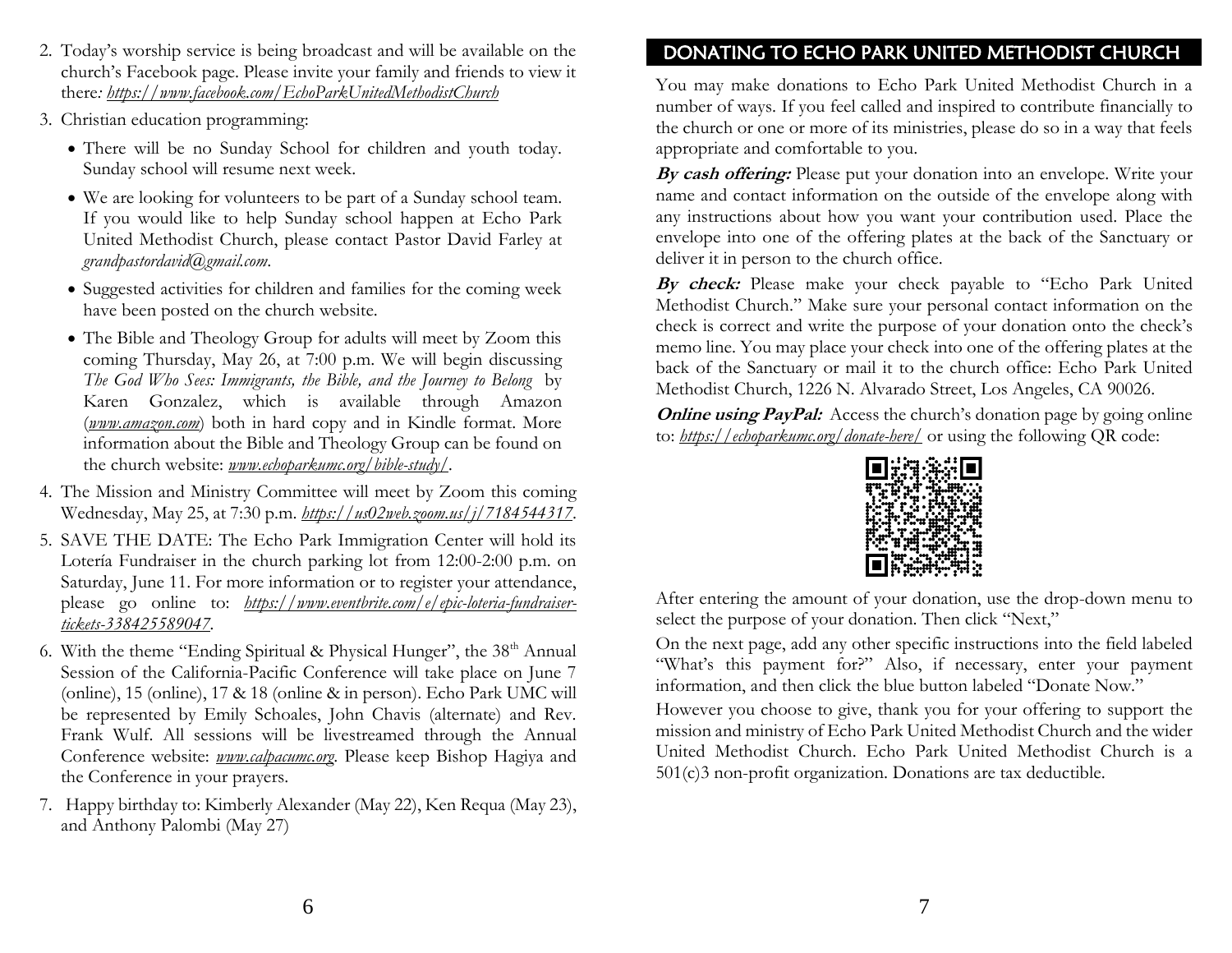2. Today's worship service is being broadcast and will be available on the church's Facebook page. Please invite your family and friends to view it there*: https://www.facebook.com/EchoParkUnitedMethodistChurch*

3. Christian education programming:

   - There will be no Sunday School for children and youth today. Sunday school will resume next week.
   - We are looking for volunteers to be part of a Sunday school team. If you would like to help Sunday school happen at Echo Park United Methodist Church, please contact Pastor David Farley at *grandpastordavid@gmail.com*.
   - Suggested activities for children and families for the coming week have been posted on the church website.
   - The Bible and Theology Group for adults will meet by Zoom this coming Thursday, May 26, at 7:00 p.m. We will begin discussing *The God Who Sees: Immigrants, the Bible, and the Journey to Belong* by Karen Gonzalez, which is available through Amazon (*www.amazon.com*) both in hard copy and in Kindle format. More information about the Bible and Theology Group can be found on the church website: *www.echoparkumc.org/bible-study/*.

4. The Mission and Ministry Committee will meet by Zoom this coming Wednesday, May 25, at 7:30 p.m. *https://us02web.zoom.us/j/7184544317*.

5. SAVE THE DATE: The Echo Park Immigration Center will hold its Lotería Fundraiser in the church parking lot from 12:00-2:00 p.m. on Saturday, June 11. For more information or to register your attendance, please go online to: *https://www.eventbrite.com/e/epic-loteria-fundraiser-tickets-338425589047*.

6. With the theme "Ending Spiritual & Physical Hunger", the 38th Annual Session of the California-Pacific Conference will take place on June 7 (online), 15 (online), 17 & 18 (online & in person). Echo Park UMC will be represented by Emily Schoales, John Chavis (alternate) and Rev. Frank Wulf. All sessions will be livestreamed through the Annual Conference website: *www.calpacumc.org*. Please keep Bishop Hagiya and the Conference in your prayers.

7. Happy birthday to: Kimberly Alexander (May 22), Ken Requa (May 23), and Anthony Palombi (May 27)

## DONATING TO ECHO PARK UNITED METHODIST CHURCH

You may make donations to Echo Park United Methodist Church in a number of ways. If you feel called and inspired to contribute financially to the church or one or more of its ministries, please do so in a way that feels appropriate and comfortable to you.

***By cash offering:*** Please put your donation into an envelope. Write your name and contact information on the outside of the envelope along with any instructions about how you want your contribution used. Place the envelope into one of the offering plates at the back of the Sanctuary or deliver it in person to the church office.

***By check:*** Please make your check payable to "Echo Park United Methodist Church." Make sure your personal contact information on the check is correct and write the purpose of your donation onto the check's memo line. You may place your check into one of the offering plates at the back of the Sanctuary or mail it to the church office: Echo Park United Methodist Church, 1226 N. Alvarado Street, Los Angeles, CA 90026.

***Online using PayPal:*** Access the church's donation page by going online to: *https://echoparkumc.org/donate-here/* or using the following QR code:

After entering the amount of your donation, use the drop-down menu to select the purpose of your donation. Then click "Next,"

On the next page, add any other specific instructions into the field labeled "What's this payment for?" Also, if necessary, enter your payment information, and then click the blue button labeled "Donate Now."

However you choose to give, thank you for your offering to support the mission and ministry of Echo Park United Methodist Church and the wider United Methodist Church. Echo Park United Methodist Church is a 501(c)3 non-profit organization. Donations are tax deductible.